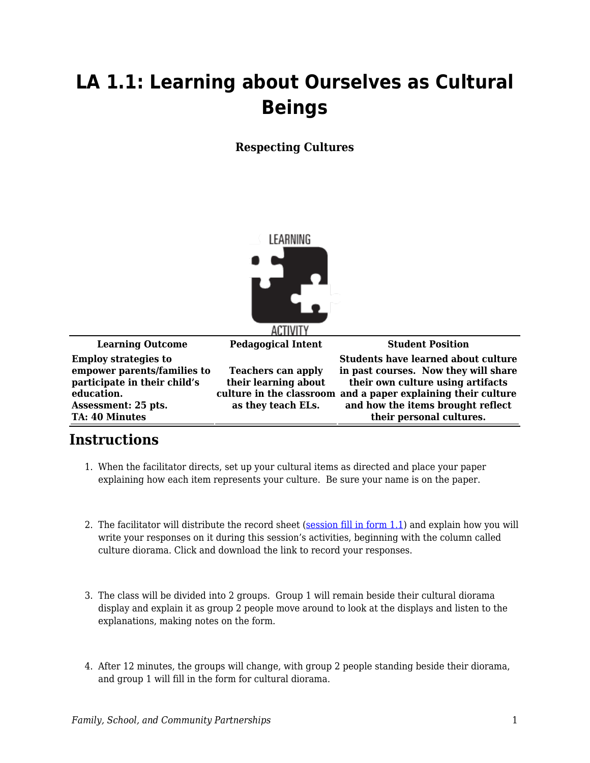# LA 1.1: Learning about Ourselves as Cultural Beings

**Respecting Cultures**

| Learning Outcome | Pedagogical Intent | Student Position |
|---|---|---|
| **Employ strategies to empower parents/families to participate in their child's education. Assessment: 25 pts. TA: 40 Minutes** | **Teachers can apply their learning about culture in the classroom as they teach ELs.** | **Students have learned about culture in past courses. Now they will share their own culture using artifacts and a paper explaining their culture and how the items brought reflect their personal cultures.** |

## Instructions

1. When the facilitator directs, set up your cultural items as directed and place your paper explaining how each item represents your culture. Be sure your name is on the paper.

2. The facilitator will distribute the record sheet (session fill in form 1.1) and explain how you will write your responses on it during this session's activities, beginning with the column called culture diorama. Click and download the link to record your responses.

3. The class will be divided into 2 groups. Group 1 will remain beside their cultural diorama display and explain it as group 2 people move around to look at the displays and listen to the explanations, making notes on the form.

4. After 12 minutes, the groups will change, with group 2 people standing beside their diorama, and group 1 will fill in the form for cultural diorama.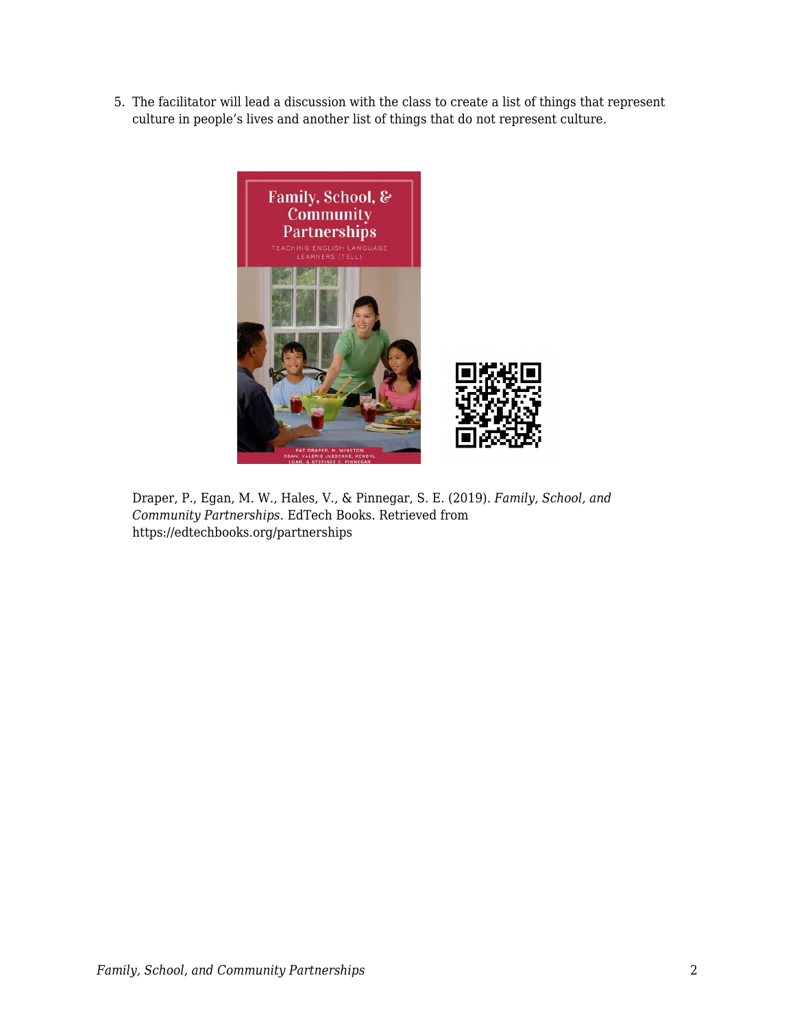5. The facilitator will lead a discussion with the class to create a list of things that represent culture in people's lives and another list of things that do not represent culture.

Draper, P., Egan, M. W., Hales, V., & Pinnegar, S. E. (2019). *Family, School, and Community Partnerships*. EdTech Books. Retrieved from https://edtechbooks.org/partnerships